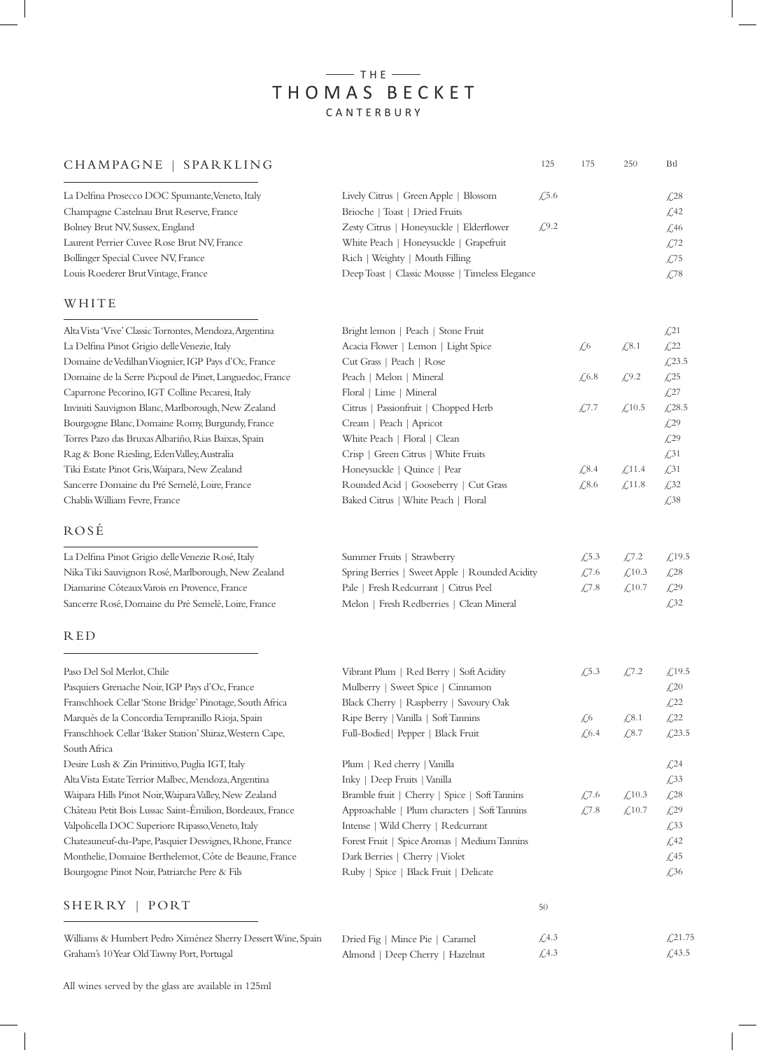# THE THOMAS BECKET
## CANTERBURY

## CHAMPAGNE | SPARKLING

| Wine | Notes | 125 | 175 | 250 | Btl |
| --- | --- | --- | --- | --- | --- |
| La Delfina Prosecco DOC Spumante, Veneto, Italy | Lively Citrus \| Green Apple \| Blossom | £5.6 | | | £28 |
| Champagne Castelnau Brut Reserve, France | Brioche \| Toast \| Dried Fruits | | | | £42 |
| Bolney Brut NV, Sussex, England | Zesty Citrus \| Honeysuckle \| Elderflower | £9.2 | | | £46 |
| Laurent Perrier Cuvee Rose Brut NV, France | White Peach \| Honeysuckle \| Grapefruit | | | | £72 |
| Bollinger Special Cuvee NV, France | Rich \| Weighty \| Mouth Filling | | | | £75 |
| Louis Roederer Brut Vintage, France | Deep Toast \| Classic Mousse \| Timeless Elegance | | | | £78 |

## WHITE

| Wine | Notes | 125 | 175 | 250 | Btl |
| --- | --- | --- | --- | --- | --- |
| Alta Vista 'Vive' Classic Torrontes, Mendoza, Argentina | Bright lemon \| Peach \| Stone Fruit | | | | £21 |
| La Delfina Pinot Grigio delle Venezie, Italy | Acacia Flower \| Lemon \| Light Spice | | £6 | £8.1 | £22 |
| Domaine de Vedilhan Viognier, IGP Pays d'Oc, France | Cut Grass \| Peach \| Rose | | | | £23.5 |
| Domaine de la Serre Picpoul de Pinet, Languedoc, France | Peach \| Melon \| Mineral | | £6.8 | £9.2 | £25 |
| Caparrone Pecorino, IGT Colline Pecaresi, Italy | Floral \| Lime \| Mineral | | | | £27 |
| Inviniti Sauvignon Blanc, Marlborough, New Zealand | Citrus \| Passionfruit \| Chopped Herb | | £7.7 | £10.5 | £28.5 |
| Bourgogne Blanc, Domaine Romy, Burgundy, France | Cream \| Peach \| Apricot | | | | £29 |
| Torres Pazo das Bruxas Albariño, Rias Baixas, Spain | White Peach \| Floral \| Clean | | | | £29 |
| Rag & Bone Riesling, Eden Valley, Australia | Crisp \| Green Citrus \| White Fruits | | | | £31 |
| Tiki Estate Pinot Gris, Waipara, New Zealand | Honeysuckle \| Quince \| Pear | | £8.4 | £11.4 | £31 |
| Sancerre Domaine du Pré Semelé, Loire, France | Rounded Acid \| Gooseberry \| Cut Grass | | £8.6 | £11.8 | £32 |
| Chablis William Fevre, France | Baked Citrus \| White Peach \| Floral | | | | £38 |

## ROSÉ

| Wine | Notes | 125 | 175 | 250 | Btl |
| --- | --- | --- | --- | --- | --- |
| La Delfina Pinot Grigio delle Venezie Rosé, Italy | Summer Fruits \| Strawberry | | £5.3 | £7.2 | £19.5 |
| Nika Tiki Sauvignon Rosé, Marlborough, New Zealand | Spring Berries \| Sweet Apple \| Rounded Acidity | | £7.6 | £10.3 | £28 |
| Diamarine Côteaux Varois en Provence, France | Pale \| Fresh Redcurrant \| Citrus Peel | | £7.8 | £10.7 | £29 |
| Sancerre Rosé, Domaine du Pré Semelé, Loire, France | Melon \| Fresh Redberries \| Clean Mineral | | | | £32 |

## RED

| Wine | Notes | 125 | 175 | 250 | Btl |
| --- | --- | --- | --- | --- | --- |
| Paso Del Sol Merlot, Chile | Vibrant Plum \| Red Berry \| Soft Acidity | | £5.3 | £7.2 | £19.5 |
| Pasquiers Grenache Noir, IGP Pays d'Oc, France | Mulberry \| Sweet Spice \| Cinnamon | | | | £20 |
| Franschhoek Cellar 'Stone Bridge' Pinotage, South Africa | Black Cherry \| Raspberry \| Savoury Oak | | | | £22 |
| Marqués de la Concordia Tempranillo Rioja, Spain | Ripe Berry \| Vanilla \| Soft Tannins | | £6 | £8.1 | £22 |
| Franschhoek Cellar 'Baker Station' Shiraz, Western Cape, South Africa | Full-Bodied \| Pepper \| Black Fruit | | £6.4 | £8.7 | £23.5 |
| Desire Lush & Zin Primitivo, Puglia IGT, Italy | Plum \| Red cherry \| Vanilla | | | | £24 |
| Alta Vista Estate Terrior Malbec, Mendoza, Argentina | Inky \| Deep Fruits \| Vanilla | | | | £33 |
| Waipara Hills Pinot Noir, Waipara Valley, New Zealand | Bramble fruit \| Cherry \| Spice \| Soft Tannins | | £7.6 | £10.3 | £28 |
| Château Petit Bois Lussac Saint-Émilion, Bordeaux, France | Approachable \| Plum characters \| Soft Tannins | | £7.8 | £10.7 | £29 |
| Valpolicella DOC Superiore Ripasso, Veneto, Italy | Intense \| Wild Cherry \| Redcurrant | | | | £33 |
| Chateauneuf-du-Pape, Pasquier Desvignes, Rhone, France | Forest Fruit \| Spice Aromas \| Medium Tannins | | | | £42 |
| Monthelie, Domaine Berthelemot, Côte de Beaune, France | Dark Berries \| Cherry \| Violet | | | | £45 |
| Bourgogne Pinot Noir, Patriarche Pere & Fils | Ruby \| Spice \| Black Fruit \| Delicate | | | | £36 |

## SHERRY | PORT

| Wine | Notes | 50 | Btl |
| --- | --- | --- | --- |
| Williams & Humbert Pedro Ximénez Sherry Dessert Wine, Spain | Dried Fig \| Mince Pie \| Caramel | £4.3 | £21.75 |
| Graham's 10 Year Old Tawny Port, Portugal | Almond \| Deep Cherry \| Hazelnut | £4.3 | £43.5 |

All wines served by the glass are available in 125ml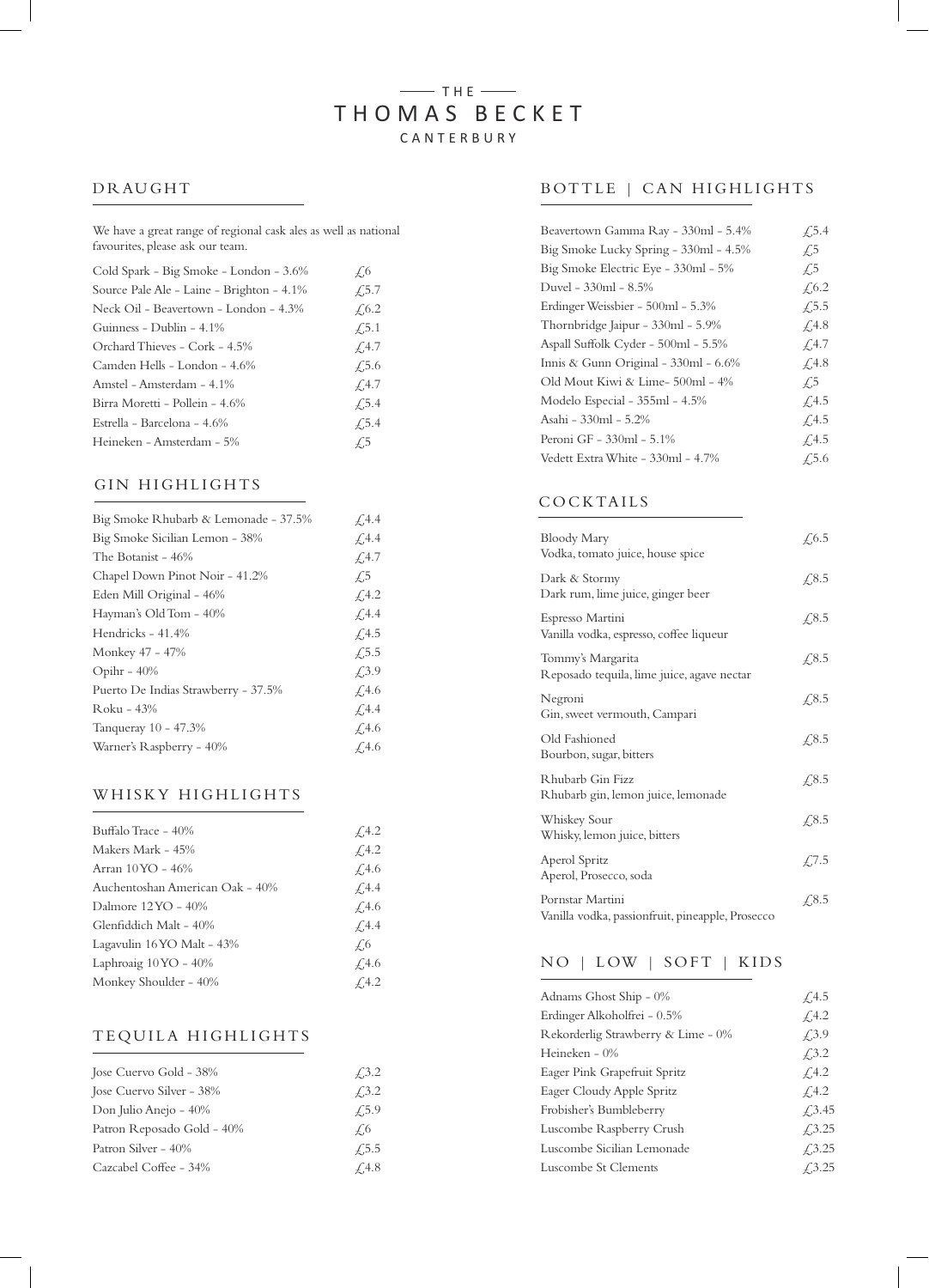# THE THOMAS BECKET

CANTERBURY

## DRAUGHT

We have a great range of regional cask ales as well as national favourites, please ask our team.

| | |
|---|---|
| Cold Spark - Big Smoke - London - 3.6% | £6 |
| Source Pale Ale - Laine - Brighton - 4.1% | £5.7 |
| Neck Oil - Beavertown - London - 4.3% | £6.2 |
| Guinness - Dublin - 4.1% | £5.1 |
| Orchard Thieves - Cork - 4.5% | £4.7 |
| Camden Hells - London - 4.6% | £5.6 |
| Amstel - Amsterdam - 4.1% | £4.7 |
| Birra Moretti - Pollein - 4.6% | £5.4 |
| Estrella - Barcelona - 4.6% | £5.4 |
| Heineken - Amsterdam - 5% | £5 |

## GIN HIGHLIGHTS

| | |
|---|---|
| Big Smoke Rhubarb & Lemonade - 37.5% | £4.4 |
| Big Smoke Sicilian Lemon - 38% | £4.4 |
| The Botanist - 46% | £4.7 |
| Chapel Down Pinot Noir - 41.2% | £5 |
| Eden Mill Original - 46% | £4.2 |
| Hayman's Old Tom - 40% | £4.4 |
| Hendricks - 41.4% | £4.5 |
| Monkey 47 - 47% | £5.5 |
| Opihr - 40% | £3.9 |
| Puerto De Indias Strawberry - 37.5% | £4.6 |
| Roku - 43% | £4.4 |
| Tanqueray 10 - 47.3% | £4.6 |
| Warner's Raspberry - 40% | £4.6 |

## WHISKY HIGHLIGHTS

| | |
|---|---|
| Buffalo Trace - 40% | £4.2 |
| Makers Mark - 45% | £4.2 |
| Arran 10YO - 46% | £4.6 |
| Auchentoshan American Oak - 40% | £4.4 |
| Dalmore 12YO - 40% | £4.6 |
| Glenfiddich Malt - 40% | £4.4 |
| Lagavulin 16YO Malt - 43% | £6 |
| Laphroaig 10YO - 40% | £4.6 |
| Monkey Shoulder - 40% | £4.2 |

## TEQUILA HIGHLIGHTS

| | |
|---|---|
| Jose Cuervo Gold - 38% | £3.2 |
| Jose Cuervo Silver - 38% | £3.2 |
| Don Julio Anejo - 40% | £5.9 |
| Patron Reposado Gold - 40% | £6 |
| Patron Silver - 40% | £5.5 |
| Cazcabel Coffee - 34% | £4.8 |

## BOTTLE | CAN HIGHLIGHTS

| | |
|---|---|
| Beavertown Gamma Ray - 330ml - 5.4% | £5.4 |
| Big Smoke Lucky Spring - 330ml - 4.5% | £5 |
| Big Smoke Electric Eye - 330ml - 5% | £5 |
| Duvel - 330ml - 8.5% | £6.2 |
| Erdinger Weissbier - 500ml - 5.3% | £5.5 |
| Thornbridge Jaipur - 330ml - 5.9% | £4.8 |
| Aspall Suffolk Cyder - 500ml - 5.5% | £4.7 |
| Innis & Gunn Original - 330ml - 6.6% | £4.8 |
| Old Mout Kiwi & Lime- 500ml - 4% | £5 |
| Modelo Especial - 355ml - 4.5% | £4.5 |
| Asahi - 330ml - 5.2% | £4.5 |
| Peroni GF - 330ml - 5.1% | £4.5 |
| Vedett Extra White - 330ml - 4.7% | £5.6 |

## COCKTAILS

| | |
|---|---|
| Bloody Mary<br>Vodka, tomato juice, house spice | £6.5 |
| Dark & Stormy<br>Dark rum, lime juice, ginger beer | £8.5 |
| Espresso Martini<br>Vanilla vodka, espresso, coffee liqueur | £8.5 |
| Tommy's Margarita<br>Reposado tequila, lime juice, agave nectar | £8.5 |
| Negroni<br>Gin, sweet vermouth, Campari | £8.5 |
| Old Fashioned<br>Bourbon, sugar, bitters | £8.5 |
| Rhubarb Gin Fizz<br>Rhubarb gin, lemon juice, lemonade | £8.5 |
| Whiskey Sour<br>Whisky, lemon juice, bitters | £8.5 |
| Aperol Spritz<br>Aperol, Prosecco, soda | £7.5 |
| Pornstar Martini<br>Vanilla vodka, passionfruit, pineapple, Prosecco | £8.5 |

## NO | LOW | SOFT | KIDS

| | |
|---|---|
| Adnams Ghost Ship - 0% | £4.5 |
| Erdinger Alkoholfrei - 0.5% | £4.2 |
| Rekorderlig Strawberry & Lime - 0% | £3.9 |
| Heineken - 0% | £3.2 |
| Eager Pink Grapefruit Spritz | £4.2 |
| Eager Cloudy Apple Spritz | £4.2 |
| Frobisher's Bumbleberry | £3.45 |
| Luscombe Raspberry Crush | £3.25 |
| Luscombe Sicilian Lemonade | £3.25 |
| Luscombe St Clements | £3.25 |